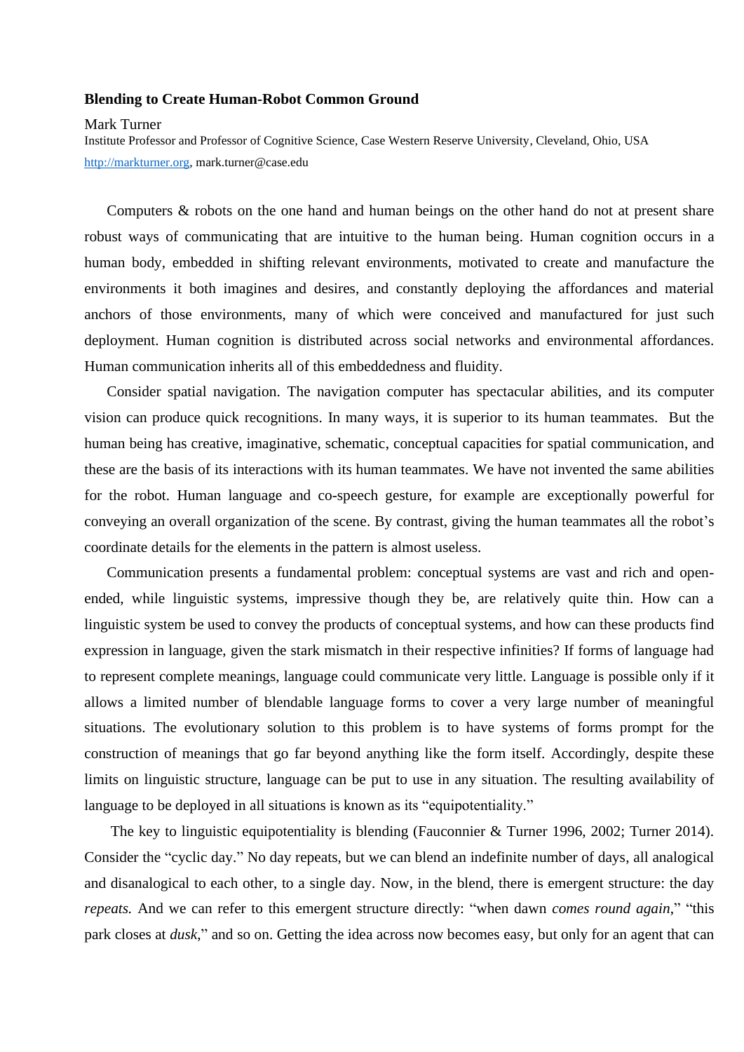# Blending to Create Human-Robot Common Ground

Mark Turner

Institute Professor and Professor of Cognitive Science, Case Western Reserve University, Cleveland, Ohio, USA

[http://markturner.org](http://markturner.org), mark.turner@case.edu

Computers & robots on the one hand and human beings on the other hand do not at present share robust ways of communicating that are intuitive to the human being. Human cognition occurs in a human body, embedded in shifting relevant environments, motivated to create and manufacture the environments it both imagines and desires, and constantly deploying the affordances and material anchors of those environments, many of which were conceived and manufactured for just such deployment. Human cognition is distributed across social networks and environmental affordances. Human communication inherits all of this embeddedness and fluidity.

Consider spatial navigation. The navigation computer has spectacular abilities, and its computer vision can produce quick recognitions. In many ways, it is superior to its human teammates. But the human being has creative, imaginative, schematic, conceptual capacities for spatial communication, and these are the basis of its interactions with its human teammates. We have not invented the same abilities for the robot. Human language and co-speech gesture, for example are exceptionally powerful for conveying an overall organization of the scene. By contrast, giving the human teammates all the robot's coordinate details for the elements in the pattern is almost useless.

Communication presents a fundamental problem: conceptual systems are vast and rich and open-ended, while linguistic systems, impressive though they be, are relatively quite thin. How can a linguistic system be used to convey the products of conceptual systems, and how can these products find expression in language, given the stark mismatch in their respective infinities? If forms of language had to represent complete meanings, language could communicate very little. Language is possible only if it allows a limited number of blendable language forms to cover a very large number of meaningful situations. The evolutionary solution to this problem is to have systems of forms prompt for the construction of meanings that go far beyond anything like the form itself. Accordingly, despite these limits on linguistic structure, language can be put to use in any situation. The resulting availability of language to be deployed in all situations is known as its "equipotentiality."

The key to linguistic equipotentiality is blending (Fauconnier & Turner 1996, 2002; Turner 2014). Consider the "cyclic day." No day repeats, but we can blend an indefinite number of days, all analogical and disanalogical to each other, to a single day. Now, in the blend, there is emergent structure: the day *repeats.* And we can refer to this emergent structure directly: "when dawn *comes round again*," "this park closes at *dusk*," and so on. Getting the idea across now becomes easy, but only for an agent that can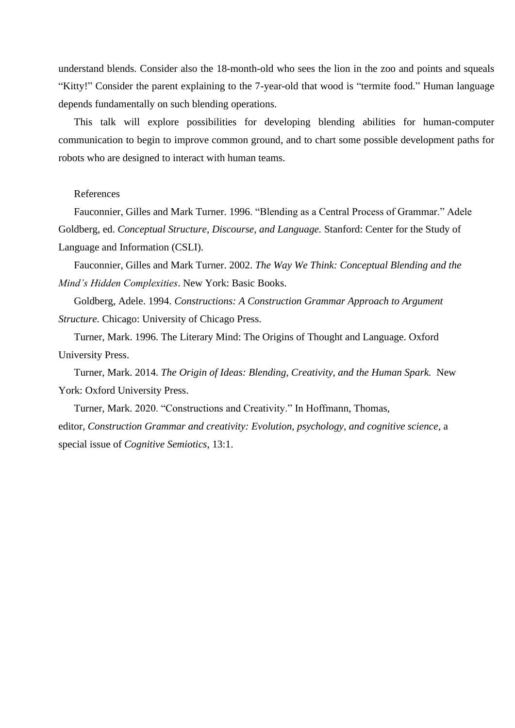understand blends. Consider also the 18-month-old who sees the lion in the zoo and points and squeals "Kitty!" Consider the parent explaining to the 7-year-old that wood is "termite food." Human language depends fundamentally on such blending operations.

This talk will explore possibilities for developing blending abilities for human-computer communication to begin to improve common ground, and to chart some possible development paths for robots who are designed to interact with human teams.

References

Fauconnier, Gilles and Mark Turner. 1996. "Blending as a Central Process of Grammar." Adele Goldberg, ed. *Conceptual Structure, Discourse, and Language.* Stanford: Center for the Study of Language and Information (CSLI).

Fauconnier, Gilles and Mark Turner. 2002. *The Way We Think: Conceptual Blending and the Mind's Hidden Complexities*. New York: Basic Books.

Goldberg, Adele. 1994. *Constructions: A Construction Grammar Approach to Argument Structure.* Chicago: University of Chicago Press.

Turner, Mark. 1996. The Literary Mind: The Origins of Thought and Language. Oxford University Press.

Turner, Mark. 2014. *The Origin of Ideas: Blending, Creativity, and the Human Spark.* New York: Oxford University Press.

Turner, Mark. 2020. "Constructions and Creativity." In Hoffmann, Thomas, editor, *Construction Grammar and creativity: Evolution, psychology, and cognitive science*, a special issue of *Cognitive Semiotics*, 13:1.